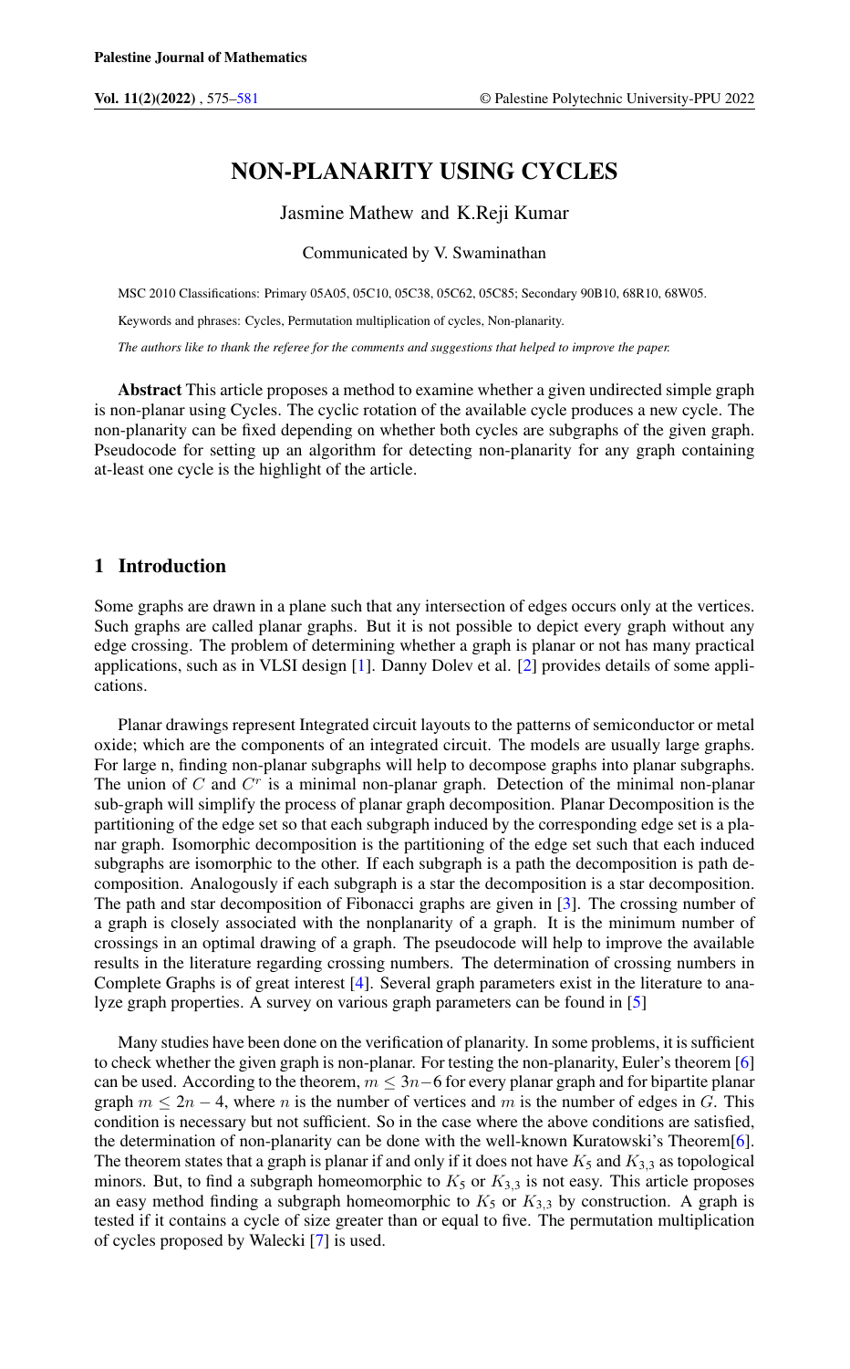# NON-PLANARITY USING CYCLES

Jasmine Mathew and K.Reji Kumar

Communicated by V. Swaminathan

MSC 2010 Classifications: Primary 05A05, 05C10, 05C38, 05C62, 05C85; Secondary 90B10, 68R10, 68W05.

Keywords and phrases: Cycles, Permutation multiplication of cycles, Non-planarity.

*The authors like to thank the referee for the comments and suggestions that helped to improve the paper.*

**Abstract** This article proposes a method to examine whether a given undirected simple graph is non-planar using Cycles. The cyclic rotation of the available cycle produces a new cycle. The non-planarity can be fixed depending on whether both cycles are subgraphs of the given graph. Pseudocode for setting up an algorithm for detecting non-planarity for any graph containing at-least one cycle is the highlight of the article.

## 1 Introduction

Some graphs are drawn in a plane such that any intersection of edges occurs only at the vertices. Such graphs are called planar graphs. But it is not possible to depict every graph without any edge crossing. The problem of determining whether a graph is planar or not has many practical applications, such as in VLSI design [1]. Danny Dolev et al. [2] provides details of some applications.

Planar drawings represent Integrated circuit layouts to the patterns of semiconductor or metal oxide; which are the components of an integrated circuit. The models are usually large graphs. For large n, finding non-planar subgraphs will help to decompose graphs into planar subgraphs. The union of $C$ and $C^r$ is a minimal non-planar graph. Detection of the minimal non-planar sub-graph will simplify the process of planar graph decomposition. Planar Decomposition is the partitioning of the edge set so that each subgraph induced by the corresponding edge set is a planar graph. Isomorphic decomposition is the partitioning of the edge set such that each induced subgraphs are isomorphic to the other. If each subgraph is a path the decomposition is path decomposition. Analogously if each subgraph is a star the decomposition is a star decomposition. The path and star decomposition of Fibonacci graphs are given in [3]. The crossing number of a graph is closely associated with the nonplanarity of a graph. It is the minimum number of crossings in an optimal drawing of a graph. The pseudocode will help to improve the available results in the literature regarding crossing numbers. The determination of crossing numbers in Complete Graphs is of great interest [4]. Several graph parameters exist in the literature to analyze graph properties. A survey on various graph parameters can be found in [5]

Many studies have been done on the verification of planarity. In some problems, it is sufficient to check whether the given graph is non-planar. For testing the non-planarity, Euler's theorem [6] can be used. According to the theorem, $m \leq 3n-6$ for every planar graph and for bipartite planar graph $m \leq 2n-4$, where $n$ is the number of vertices and $m$ is the number of edges in $G$. This condition is necessary but not sufficient. So in the case where the above conditions are satisfied, the determination of non-planarity can be done with the well-known Kuratowski's Theorem[6]. The theorem states that a graph is planar if and only if it does not have $K_5$ and $K_{3,3}$ as topological minors. But, to find a subgraph homeomorphic to $K_5$ or $K_{3,3}$ is not easy. This article proposes an easy method finding a subgraph homeomorphic to $K_5$ or $K_{3,3}$ by construction. A graph is tested if it contains a cycle of size greater than or equal to five. The permutation multiplication of cycles proposed by Walecki [7] is used.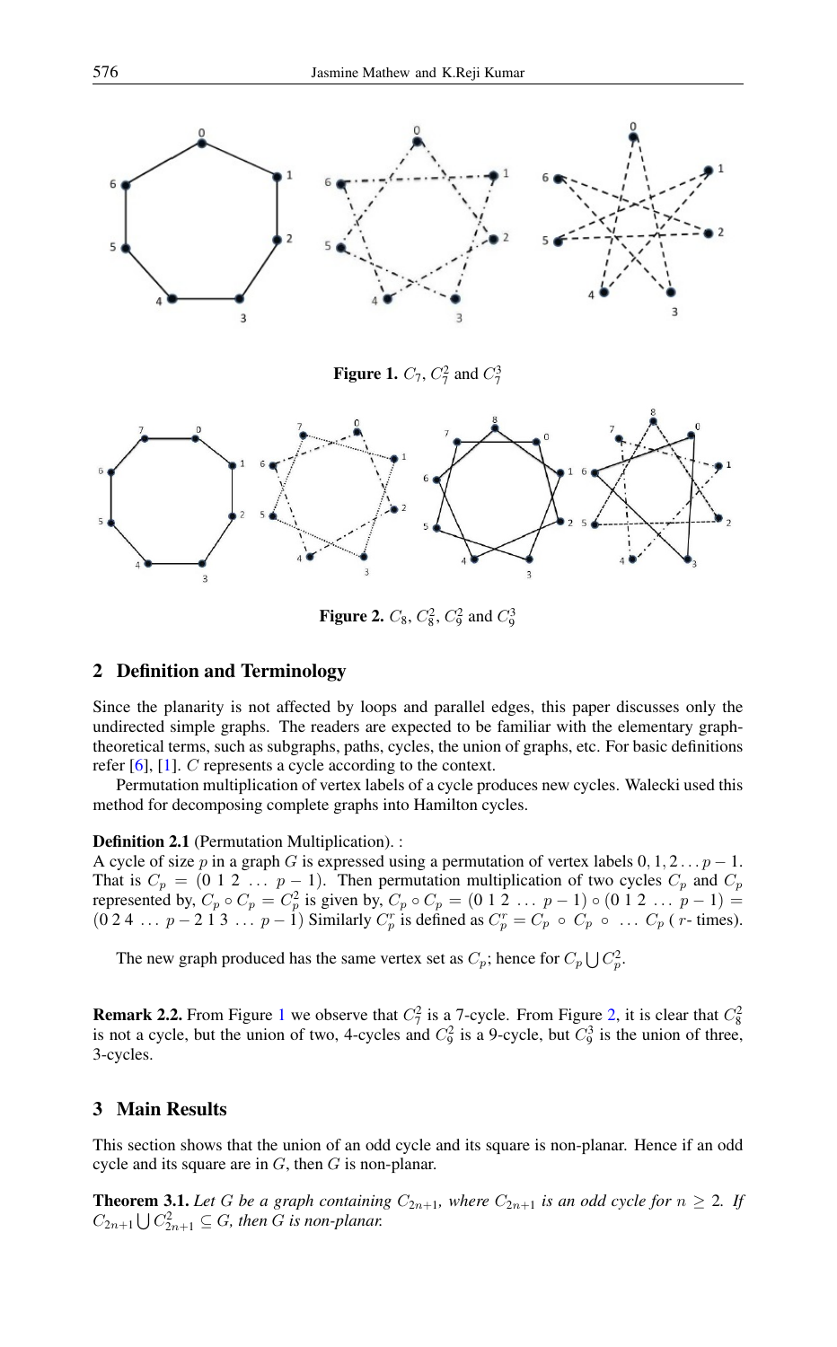**Figure 1.** $C_7$, $C_7^2$ and $C_7^3$

**Figure 2.** $C_8$, $C_8^2$, $C_9^2$ and $C_9^3$

## 2 Definition and Terminology

Since the planarity is not affected by loops and parallel edges, this paper discusses only the undirected simple graphs. The readers are expected to be familiar with the elementary graph-theoretical terms, such as subgraphs, paths, cycles, the union of graphs, etc. For basic definitions refer [6], [1]. $C$ represents a cycle according to the context.

Permutation multiplication of vertex labels of a cycle produces new cycles. Walecki used this method for decomposing complete graphs into Hamilton cycles.

**Definition 2.1** (Permutation Multiplication). :
A cycle of size $p$ in a graph $G$ is expressed using a permutation of vertex labels $0, 1, 2 \ldots p-1$. That is $C_p = (0\ 1\ 2\ \ldots\ p-1)$. Then permutation multiplication of two cycles $C_p$ and $C_p$ represented by, $C_p \circ C_p = C_p^2$ is given by, $C_p \circ C_p = (0\ 1\ 2\ \ldots\ p-1) \circ (0\ 1\ 2\ \ldots\ p-1) = (0\ 2\ 4\ \ldots\ p-2\ 1\ 3\ \ldots\ p-1)$ Similarly $C_p^r$ is defined as $C_p^r = C_p \circ C_p \circ \ \ldots\ C_p$ ( $r$- times).

The new graph produced has the same vertex set as $C_p$; hence for $C_p \bigcup C_p^2$.

**Remark 2.2.** From Figure 1 we observe that $C_7^2$ is a 7-cycle. From Figure 2, it is clear that $C_8^2$ is not a cycle, but the union of two, 4-cycles and $C_9^2$ is a 9-cycle, but $C_9^3$ is the union of three, 3-cycles.

## 3 Main Results

This section shows that the union of an odd cycle and its square is non-planar. Hence if an odd cycle and its square are in $G$, then $G$ is non-planar.

**Theorem 3.1.** *Let $G$ be a graph containing $C_{2n+1}$, where $C_{2n+1}$ is an odd cycle for $n \geq 2$. If $C_{2n+1} \bigcup C_{2n+1}^2 \subseteq G$, then $G$ is non-planar.*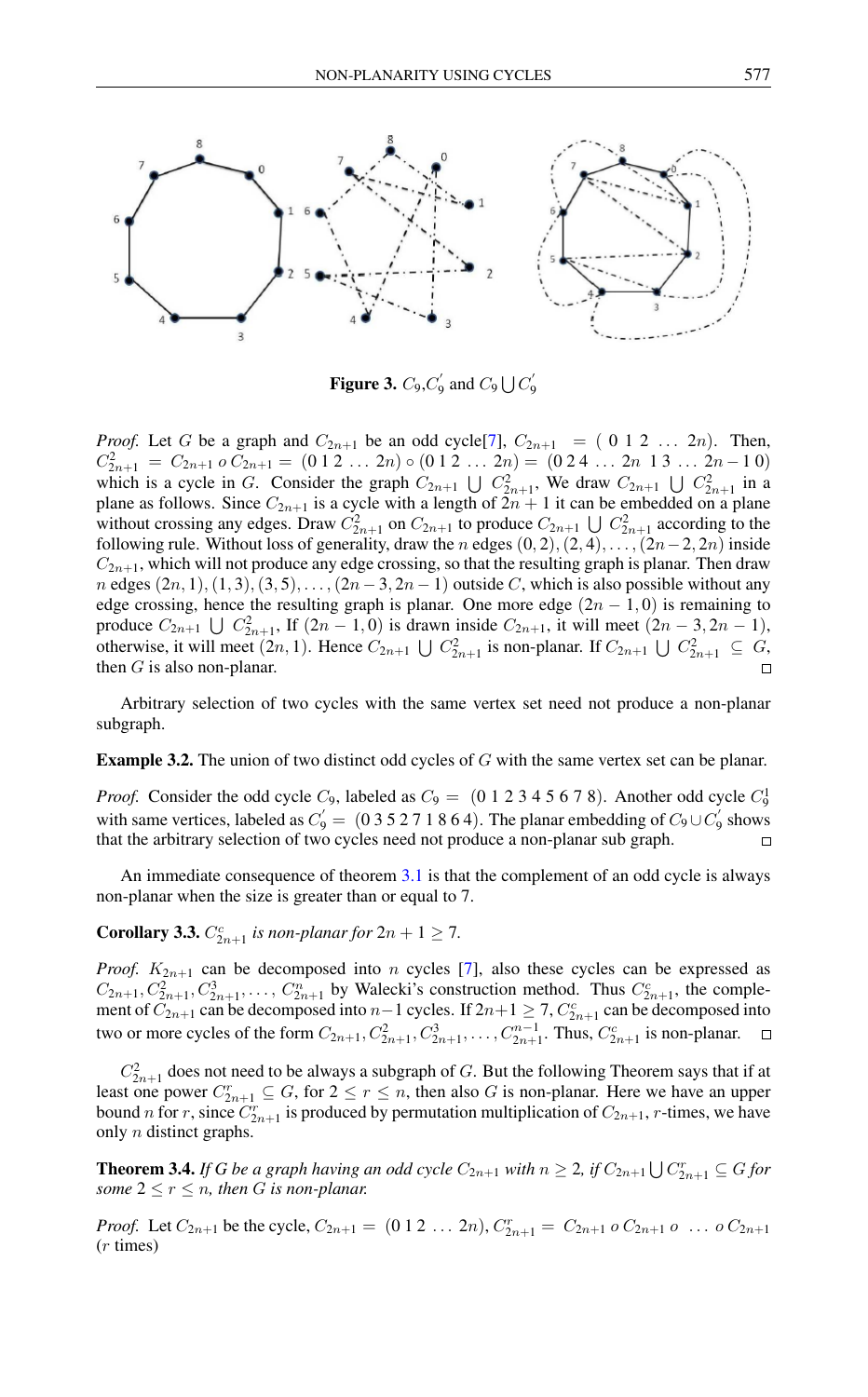**Figure 3.** $C_9$, $C_9^{'}$ and $C_9 \bigcup C_9^{'}$

*Proof.* Let $G$ be a graph and $C_{2n+1}$ be an odd cycle[7], $C_{2n+1} = (0\ 1\ 2\ \ldots\ 2n)$. Then, $C_{2n+1}^2 = C_{2n+1}\ o\ C_{2n+1} = (0\,1\,2\ \ldots\ 2n) \circ (0\,1\,2\ \ldots\ 2n) = (0\,2\,4\ \ldots\ 2n\ 1\,3\ \ldots\ 2n-1\ 0)$ which is a cycle in $G$. Consider the graph $C_{2n+1} \bigcup C_{2n+1}^2$, We draw $C_{2n+1} \bigcup C_{2n+1}^2$ in a plane as follows. Since $C_{2n+1}$ is a cycle with a length of $2n+1$ it can be embedded on a plane without crossing any edges. Draw $C_{2n+1}^2$ on $C_{2n+1}$ to produce $C_{2n+1} \bigcup C_{2n+1}^2$ according to the following rule. Without loss of generality, draw the $n$ edges $(0,2), (2,4), \ldots, (2n-2, 2n)$ inside $C_{2n+1}$, which will not produce any edge crossing, so that the resulting graph is planar. Then draw $n$ edges $(2n,1), (1,3), (3,5), \ldots, (2n-3, 2n-1)$ outside $C$, which is also possible without any edge crossing, hence the resulting graph is planar. One more edge $(2n-1, 0)$ is remaining to produce $C_{2n+1} \bigcup C_{2n+1}^2$, If $(2n-1, 0)$ is drawn inside $C_{2n+1}$, it will meet $(2n-3, 2n-1)$, otherwise, it will meet $(2n, 1)$. Hence $C_{2n+1} \bigcup C_{2n+1}^2$ is non-planar. If $C_{2n+1} \bigcup C_{2n+1}^2 \subseteq G$, then $G$ is also non-planar. $\square$

Arbitrary selection of two cycles with the same vertex set need not produce a non-planar subgraph.

**Example 3.2.** The union of two distinct odd cycles of $G$ with the same vertex set can be planar.

*Proof.* Consider the odd cycle $C_9$, labeled as $C_9 = (0\ 1\ 2\ 3\ 4\ 5\ 6\ 7\ 8)$. Another odd cycle $C_9^{1}$ with same vertices, labeled as $C_9^{'} = (0\ 3\ 5\ 2\ 7\ 1\ 8\ 6\ 4)$. The planar embedding of $C_9 \cup C_9^{'}$ shows that the arbitrary selection of two cycles need not produce a non-planar sub graph. $\square$

An immediate consequence of theorem 3.1 is that the complement of an odd cycle is always non-planar when the size is greater than or equal to 7.

**Corollary 3.3.** *$C_{2n+1}^c$ is non-planar for $2n+1 \geq 7$.*

*Proof.* $K_{2n+1}$ can be decomposed into $n$ cycles [7], also these cycles can be expressed as $C_{2n+1}, C_{2n+1}^2, C_{2n+1}^3, \ldots, C_{2n+1}^n$ by Walecki's construction method. Thus $C_{2n+1}^c$, the complement of $C_{2n+1}$ can be decomposed into $n-1$ cycles. If $2n+1 \geq 7$, $C_{2n+1}^c$ can be decomposed into two or more cycles of the form $C_{2n+1}, C_{2n+1}^2, C_{2n+1}^3, \ldots, C_{2n+1}^{n-1}$. Thus, $C_{2n+1}^c$ is non-planar. $\square$

$C_{2n+1}^2$ does not need to be always a subgraph of $G$. But the following Theorem says that if at least one power $C_{2n+1}^r \subseteq G$, for $2 \leq r \leq n$, then also $G$ is non-planar. Here we have an upper bound $n$ for $r$, since $C_{2n+1}^r$ is produced by permutation multiplication of $C_{2n+1}$, $r$-times, we have only $n$ distinct graphs.

**Theorem 3.4.** *If $G$ be a graph having an odd cycle $C_{2n+1}$ with $n \geq 2$, if $C_{2n+1} \bigcup C_{2n+1}^r \subseteq G$ for some $2 \leq r \leq n$, then $G$ is non-planar.*

*Proof.* Let $C_{2n+1}$ be the cycle, $C_{2n+1} = (0\,1\,2\ \ldots\ 2n)$, $C_{2n+1}^r = C_{2n+1}\ o\ C_{2n+1}\ o\ \ldots\ o\ C_{2n+1}$ ($r$ times)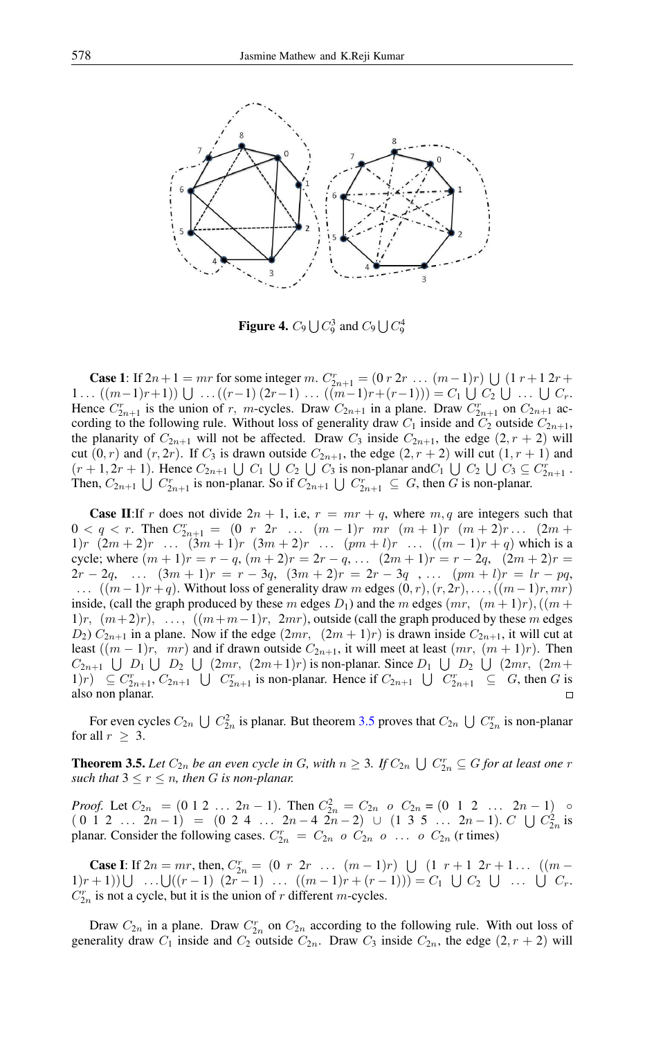**Figure 4.** $C_9 \bigcup C_9^3$ and $C_9 \bigcup C_9^4$

**Case 1**: If $2n+1 = mr$ for some integer $m$. $C_{2n+1}^r = (0\ r\ 2r\ \ldots\ (m-1)r) \bigcup (1\ r+1\ 2r+1 \ldots ((m-1)r+1)) \bigcup \ldots ((r-1)\ (2r-1)\ \ldots\ ((m-1)r+(r-1))) = C_1 \bigcup C_2 \bigcup \ldots \bigcup C_r$. Hence $C_{2n+1}^r$ is the union of $r$, $m$-cycles. Draw $C_{2n+1}$ in a plane. Draw $C_{2n+1}^r$ on $C_{2n+1}$ according to the following rule. Without loss of generality draw $C_1$ inside and $C_2$ outside $C_{2n+1}$, the planarity of $C_{2n+1}$ will not be affected. Draw $C_3$ inside $C_{2n+1}$, the edge $(2, r+2)$ will cut $(0, r)$ and $(r, 2r)$. If $C_3$ is drawn outside $C_{2n+1}$, the edge $(2, r+2)$ will cut $(1, r+1)$ and $(r+1, 2r+1)$. Hence $C_{2n+1} \bigcup C_1 \bigcup C_2 \bigcup C_3$ is non-planar and $C_1 \bigcup C_2 \bigcup C_3 \subseteq C_{2n+1}^r$. Then, $C_{2n+1} \bigcup C_{2n+1}^r$ is non-planar. So if $C_{2n+1} \bigcup C_{2n+1}^r \subseteq G$, then $G$ is non-planar.

**Case II**: If $r$ does not divide $2n+1$, i.e, $r = mr + q$, where $m, q$ are integers such that $0 < q < r$. Then $C_{2n+1}^r = (0\ \ r\ \ 2r\ \ \ldots\ \ (m-1)r\ \ mr\ \ (m+1)r\ \ (m+2)r \ldots\ \ (2m+1)r\ \ (2m+2)r\ \ \ldots\ \ (3m+1)r\ \ (3m+2)r\ \ \ldots\ \ (pm+l)r\ \ \ldots\ \ ((m-1)r+q)$ which is a cycle; where $(m+1)r = r-q$, $(m+2)r = 2r-q, \ldots\ (2m+1)r = r-2q$, $(2m+2)r = 2r-2q, \ \ldots\ (3m+1)r = r-3q$, $(3m+2)r = 2r-3q\ , \ldots\ (pm+l)r = lr-pq$, $\ldots\ ((m-1)r+q)$. Without loss of generality draw $m$ edges $(0, r), (r, 2r), \ldots, ((m-1)r, mr)$ inside, (call the graph produced by these $m$ edges $D_1$) and the $m$ edges $(mr,\ (m+1)r), ((m+1)r,\ (m+2)r),\ \ldots,\ ((m+m-1)r,\ 2mr)$, outside (call the graph produced by these $m$ edges $D_2$) $C_{2n+1}$ in a plane. Now if the edge $(2mr,\ (2m+1)r)$ is drawn inside $C_{2n+1}$, it will cut at least $((m-1)r,\ mr)$ and if drawn outside $C_{2n+1}$, it will meet at least $(mr,\ (m+1)r)$. Then $C_{2n+1} \bigcup D_1 \bigcup D_2 \bigcup (2mr,\ (2m+1)r)$ is non-planar. Since $D_1 \bigcup D_2 \bigcup (2mr,\ (2m+1)r) \subseteq C_{2n+1}^r$, $C_{2n+1} \bigcup C_{2n+1}^r$ is non-planar. Hence if $C_{2n+1} \bigcup C_{2n+1}^r \subseteq G$, then $G$ is also non planar. □

For even cycles $C_{2n} \bigcup C_{2n}^2$ is planar. But theorem 3.5 proves that $C_{2n} \bigcup C_{2n}^r$ is non-planar for all $r \geq 3$.

**Theorem 3.5.** *Let $C_{2n}$ be an even cycle in G, with $n \geq 3$. If $C_{2n} \bigcup C_{2n}^r \subseteq G$ for at least one $r$ such that $3 \leq r \leq n$, then G is non-planar.*

*Proof.* Let $C_{2n} = (0\ 1\ 2\ \ldots\ 2n-1)$. Then $C_{2n}^2 = C_{2n}\ o\ C_{2n} = (0\ \ 1\ \ 2\ \ \ldots\ \ 2n-1) \circ (0\ 1\ 2\ \ldots\ 2n-1) = (0\ 2\ 4\ \ldots\ 2n-4\ 2n-2) \cup (1\ 3\ 5\ \ldots\ 2n-1)$. $C \bigcup C_{2n}^2$ is planar. Consider the following cases. $C_{2n}^r = C_{2n}\ o\ C_{2n}\ o\ \ldots\ o\ C_{2n}$ (r times)

**Case I**: If $2n = mr$, then, $C_{2n}^r = (0\ \ r\ \ 2r\ \ \ldots\ \ (m-1)r) \bigcup (1\ \ r+1\ \ 2r+1 \ldots ((m-1)r+1)) \bigcup\ \ldots \bigcup ((r-1)\ \ (2r-1)\ \ \ldots\ \ ((m-1)r+(r-1))) = C_1\ \bigcup C_2\ \bigcup\ \ldots\ \bigcup\ C_r$. $C_{2n}^r$ is not a cycle, but it is the union of $r$ different $m$-cycles.

Draw $C_{2n}$ in a plane. Draw $C_{2n}^r$ on $C_{2n}$ according to the following rule. With out loss of generality draw $C_1$ inside and $C_2$ outside $C_{2n}$. Draw $C_3$ inside $C_{2n}$, the edge $(2, r+2)$ will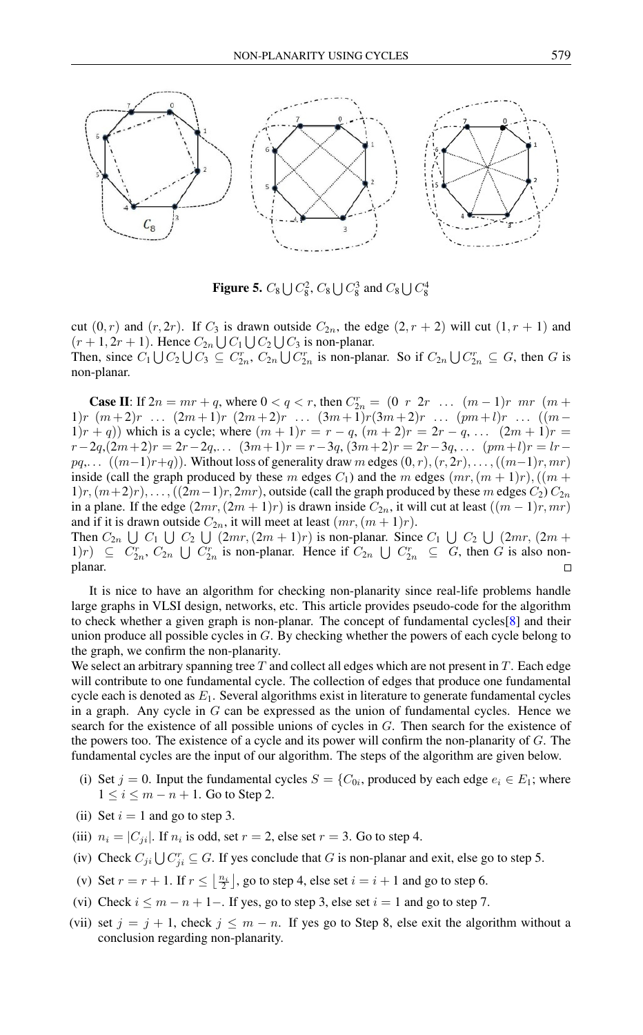**Figure 5.** $C_8 \bigcup C_8^2$, $C_8 \bigcup C_8^3$ and $C_8 \bigcup C_8^4$

cut $(0, r)$ and $(r, 2r)$. If $C_3$ is drawn outside $C_{2n}$, the edge $(2, r+2)$ will cut $(1, r+1)$ and $(r+1, 2r+1)$. Hence $C_{2n} \bigcup C_1 \bigcup C_2 \bigcup C_3$ is non-planar.
Then, since $C_1 \bigcup C_2 \bigcup C_3 \subseteq C_{2n}^r$, $C_{2n} \bigcup C_{2n}^r$ is non-planar. So if $C_{2n} \bigcup C_{2n}^r \subseteq G$, then $G$ is non-planar.

**Case II**: If $2n = mr + q$, where $0 < q < r$, then $C_{2n}^r = (0 \ r \ 2r \ \ldots \ (m-1)r \ mr \ (m+1)r \ (m+2)r \ \ldots \ (2m+1)r \ (2m+2)r \ \ldots \ (3m+1)r(3m+2)r \ \ldots \ (pm+l)r \ \ldots \ ((m-1)r+q))$ which is a cycle; where $(m+1)r = r-q$, $(m+2)r = 2r-q, \ldots$ $(2m+1)r = r-2q, (2m+2)r = 2r-2q, \ldots$ $(3m+1)r = r-3q, (3m+2)r = 2r-3q, \ldots$ $(pm+l)r = lr-pq, \ldots$ $((m-1)r+q))$. Without loss of generality draw $m$ edges $(0, r), (r, 2r), \ldots, ((m-1)r, mr)$ inside (call the graph produced by these $m$ edges $C_1$) and the $m$ edges $(mr, (m+1)r), ((m+1)r, (m+2)r), \ldots, ((2m-1)r, 2mr)$, outside (call the graph produced by these $m$ edges $C_2$) $C_{2n}$ in a plane. If the edge $(2mr, (2m+1)r)$ is drawn inside $C_{2n}$, it will cut at least $((m-1)r, mr)$ and if it is drawn outside $C_{2n}$, it will meet at least $(mr, (m+1)r)$.
Then $C_{2n} \bigcup C_1 \bigcup C_2 \bigcup (2mr, (2m+1)r)$ is non-planar. Since $C_1 \bigcup C_2 \bigcup (2mr, (2m+1)r) \subseteq C_{2n}^r$, $C_{2n} \bigcup C_{2n}^r$ is non-planar. Hence if $C_{2n} \bigcup C_{2n}^r \subseteq G$, then $G$ is also non-planar. □

It is nice to have an algorithm for checking non-planarity since real-life problems handle large graphs in VLSI design, networks, etc. This article provides pseudo-code for the algorithm to check whether a given graph is non-planar. The concept of fundamental cycles[8] and their union produce all possible cycles in $G$. By checking whether the powers of each cycle belong to the graph, we confirm the non-planarity.
We select an arbitrary spanning tree $T$ and collect all edges which are not present in $T$. Each edge will contribute to one fundamental cycle. The collection of edges that produce one fundamental cycle each is denoted as $E_1$. Several algorithms exist in literature to generate fundamental cycles in a graph. Any cycle in $G$ can be expressed as the union of fundamental cycles. Hence we search for the existence of all possible unions of cycles in $G$. Then search for the existence of the powers too. The existence of a cycle and its power will confirm the non-planarity of $G$. The fundamental cycles are the input of our algorithm. The steps of the algorithm are given below.

(i) Set $j = 0$. Input the fundamental cycles $S = \{C_{0i}$, produced by each edge $e_i \in E_1$; where $1 \leq i \leq m - n + 1$. Go to Step 2.

(ii) Set $i = 1$ and go to step 3.

(iii) $n_i = |C_{ji}|$. If $n_i$ is odd, set $r = 2$, else set $r = 3$. Go to step 4.

(iv) Check $C_{ji} \bigcup C_{ji}^r \subseteq G$. If yes conclude that $G$ is non-planar and exit, else go to step 5.

(v) Set $r = r + 1$. If $r \leq \lfloor \frac{n_i}{2} \rfloor$, go to step 4, else set $i = i + 1$ and go to step 6.

(vi) Check $i \leq m - n + 1-$. If yes, go to step 3, else set $i = 1$ and go to step 7.

(vii) set $j = j + 1$, check $j \leq m - n$. If yes go to Step 8, else exit the algorithm without a conclusion regarding non-planarity.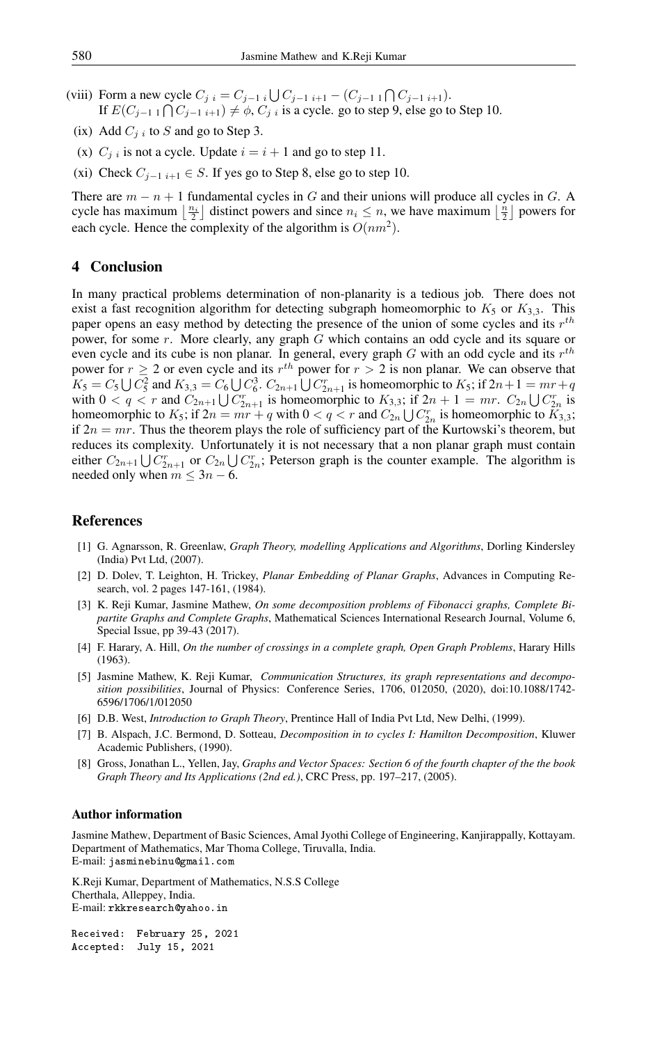(viii) Form a new cycle $C_{j\ i} = C_{j-1\ i} \bigcup C_{j-1\ i+1} - (C_{j-1\ 1} \bigcap C_{j-1\ i+1})$.
If $E(C_{j-1\ 1} \bigcap C_{j-1\ i+1}) \neq \phi$, $C_{j\ i}$ is a cycle. go to step 9, else go to Step 10.

(ix) Add $C_{j\ i}$ to $S$ and go to Step 3.

(x) $C_{j\ i}$ is not a cycle. Update $i = i + 1$ and go to step 11.

(xi) Check $C_{j-1\ i+1} \in S$. If yes go to Step 8, else go to step 10.

There are $m - n + 1$ fundamental cycles in $G$ and their unions will produce all cycles in $G$. A cycle has maximum $\lfloor \frac{n_i}{2} \rfloor$ distinct powers and since $n_i \leq n$, we have maximum $\lfloor \frac{n}{2} \rfloor$ powers for each cycle. Hence the complexity of the algorithm is $O(nm^2)$.

## 4 Conclusion

In many practical problems determination of non-planarity is a tedious job. There does not exist a fast recognition algorithm for detecting subgraph homeomorphic to $K_5$ or $K_{3,3}$. This paper opens an easy method by detecting the presence of the union of some cycles and its $r^{th}$ power, for some $r$. More clearly, any graph $G$ which contains an odd cycle and its square or even cycle and its cube is non planar. In general, every graph $G$ with an odd cycle and its $r^{th}$ power for $r \geq 2$ or even cycle and its $r^{th}$ power for $r > 2$ is non planar. We can observe that $K_5 = C_5 \bigcup C_5^2$ and $K_{3,3} = C_6 \bigcup C_6^3$. $C_{2n+1} \bigcup C_{2n+1}^r$ is homeomorphic to $K_5$; if $2n+1 = mr+q$ with $0 < q < r$ and $C_{2n+1} \bigcup C_{2n+1}^r$ is homeomorphic to $K_{3,3}$; if $2n + 1 = mr$. $C_{2n} \bigcup C_{2n}^r$ is homeomorphic to $K_5$; if $2n = mr + q$ with $0 < q < r$ and $C_{2n} \bigcup C_{2n}^r$ is homeomorphic to $K_{3,3}$; if $2n = mr$. Thus the theorem plays the role of sufficiency part of the Kurtowski's theorem, but reduces its complexity. Unfortunately it is not necessary that a non planar graph must contain either $C_{2n+1} \bigcup C_{2n+1}^r$ or $C_{2n} \bigcup C_{2n}^r$; Peterson graph is the counter example. The algorithm is needed only when $m \leq 3n - 6$.

## References

[1] G. Agnarsson, R. Greenlaw, *Graph Theory, modelling Applications and Algorithms*, Dorling Kindersley (India) Pvt Ltd, (2007).

[2] D. Dolev, T. Leighton, H. Trickey, *Planar Embedding of Planar Graphs*, Advances in Computing Research, vol. 2 pages 147-161, (1984).

[3] K. Reji Kumar, Jasmine Mathew, *On some decomposition problems of Fibonacci graphs, Complete Bipartite Graphs and Complete Graphs*, Mathematical Sciences International Research Journal, Volume 6, Special Issue, pp 39-43 (2017).

[4] F. Harary, A. Hill, *On the number of crossings in a complete graph, Open Graph Problems*, Harary Hills (1963).

[5] Jasmine Mathew, K. Reji Kumar, *Communication Structures, its graph representations and decomposition possibilities*, Journal of Physics: Conference Series, 1706, 012050, (2020), doi:10.1088/1742-6596/1706/1/012050

[6] D.B. West, *Introduction to Graph Theory*, Prentince Hall of India Pvt Ltd, New Delhi, (1999).

[7] B. Alspach, J.C. Bermond, D. Sotteau, *Decomposition in to cycles I: Hamilton Decomposition*, Kluwer Academic Publishers, (1990).

[8] Gross, Jonathan L., Yellen, Jay, *Graphs and Vector Spaces: Section 6 of the fourth chapter of the the book Graph Theory and Its Applications (2nd ed.)*, CRC Press, pp. 197–217, (2005).

### Author information

Jasmine Mathew, Department of Basic Sciences, Amal Jyothi College of Engineering, Kanjirappally, Kottayam. Department of Mathematics, Mar Thoma College, Tiruvalla, India.
E-mail: jasminebinu@gmail.com

K.Reji Kumar, Department of Mathematics, N.S.S College
Cherthala, Alleppey, India.
E-mail: rkkresearch@yahoo.in

Received: February 25, 2021
Accepted: July 15, 2021